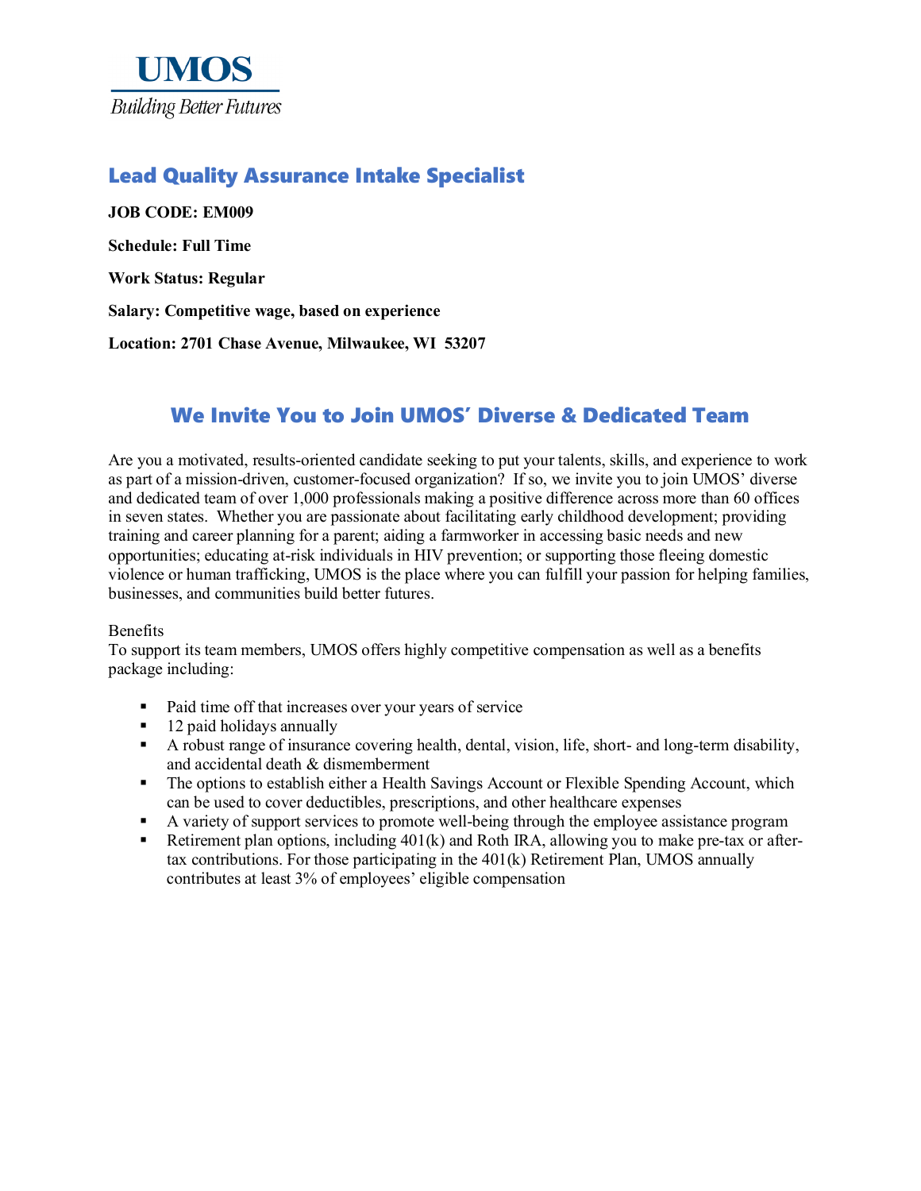**UMOS**

*Building Better Futures*

# Lead Quality Assurance Intake Specialist

**JOB CODE: EM009**

**Schedule: Full Time**

**Work Status: Regular**

**Salary: Competitive wage, based on experience**

**Location: 2701 Chase Avenue, Milwaukee, WI 53207**

## We Invite You to Join UMOS' Diverse & Dedicated Team

Are you a motivated, results-oriented candidate seeking to put your talents, skills, and experience to work as part of a mission-driven, customer-focused organization? If so, we invite you to join UMOS' diverse and dedicated team of over 1,000 professionals making a positive difference across more than 60 offices in seven states. Whether you are passionate about facilitating early childhood development; providing training and career planning for a parent; aiding a farmworker in accessing basic needs and new opportunities; educating at-risk individuals in HIV prevention; or supporting those fleeing domestic violence or human trafficking, UMOS is the place where you can fulfill your passion for helping families, businesses, and communities build better futures.

Benefits

To support its team members, UMOS offers highly competitive compensation as well as a benefits package including:

- Paid time off that increases over your years of service
- 12 paid holidays annually
- A robust range of insurance covering health, dental, vision, life, short- and long-term disability, and accidental death & dismemberment
- The options to establish either a Health Savings Account or Flexible Spending Account, which can be used to cover deductibles, prescriptions, and other healthcare expenses
- A variety of support services to promote well-being through the employee assistance program
- Retirement plan options, including 401(k) and Roth IRA, allowing you to make pre-tax or after-tax contributions. For those participating in the 401(k) Retirement Plan, UMOS annually contributes at least 3% of employees' eligible compensation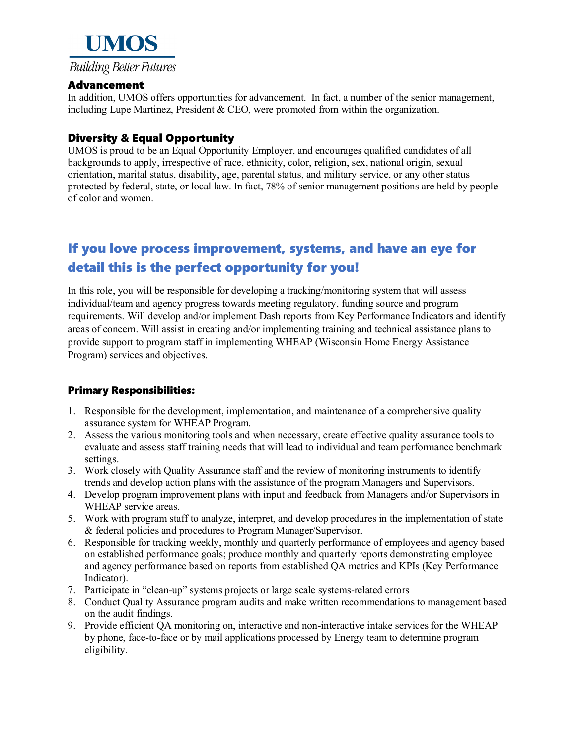## Advancement

In addition, UMOS offers opportunities for advancement. In fact, a number of the senior management, including Lupe Martinez, President & CEO, were promoted from within the organization.

## Diversity & Equal Opportunity

UMOS is proud to be an Equal Opportunity Employer, and encourages qualified candidates of all backgrounds to apply, irrespective of race, ethnicity, color, religion, sex, national origin, sexual orientation, marital status, disability, age, parental status, and military service, or any other status protected by federal, state, or local law. In fact, 78% of senior management positions are held by people of color and women.

# If you love process improvement, systems, and have an eye for detail this is the perfect opportunity for you!

In this role, you will be responsible for developing a tracking/monitoring system that will assess individual/team and agency progress towards meeting regulatory, funding source and program requirements. Will develop and/or implement Dash reports from Key Performance Indicators and identify areas of concern. Will assist in creating and/or implementing training and technical assistance plans to provide support to program staff in implementing WHEAP (Wisconsin Home Energy Assistance Program) services and objectives.

## Primary Responsibilities:

1. Responsible for the development, implementation, and maintenance of a comprehensive quality assurance system for WHEAP Program.
2. Assess the various monitoring tools and when necessary, create effective quality assurance tools to evaluate and assess staff training needs that will lead to individual and team performance benchmark settings.
3. Work closely with Quality Assurance staff and the review of monitoring instruments to identify trends and develop action plans with the assistance of the program Managers and Supervisors.
4. Develop program improvement plans with input and feedback from Managers and/or Supervisors in WHEAP service areas.
5. Work with program staff to analyze, interpret, and develop procedures in the implementation of state & federal policies and procedures to Program Manager/Supervisor.
6. Responsible for tracking weekly, monthly and quarterly performance of employees and agency based on established performance goals; produce monthly and quarterly reports demonstrating employee and agency performance based on reports from established QA metrics and KPIs (Key Performance Indicator).
7. Participate in "clean-up" systems projects or large scale systems-related errors
8. Conduct Quality Assurance program audits and make written recommendations to management based on the audit findings.
9. Provide efficient QA monitoring on, interactive and non-interactive intake services for the WHEAP by phone, face-to-face or by mail applications processed by Energy team to determine program eligibility.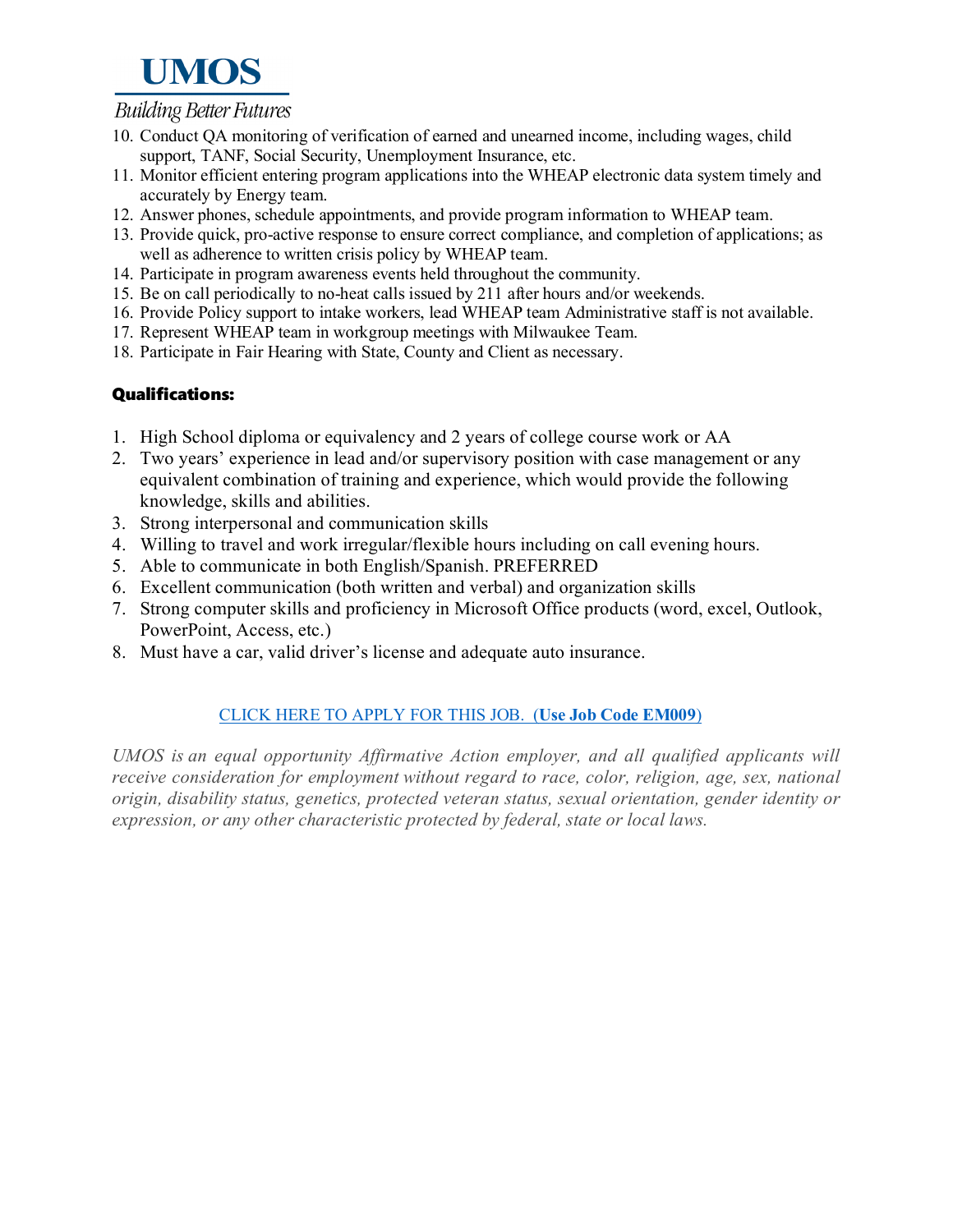10. Conduct QA monitoring of verification of earned and unearned income, including wages, child support, TANF, Social Security, Unemployment Insurance, etc.
11. Monitor efficient entering program applications into the WHEAP electronic data system timely and accurately by Energy team.
12. Answer phones, schedule appointments, and provide program information to WHEAP team.
13. Provide quick, pro-active response to ensure correct compliance, and completion of applications; as well as adherence to written crisis policy by WHEAP team.
14. Participate in program awareness events held throughout the community.
15. Be on call periodically to no-heat calls issued by 211 after hours and/or weekends.
16. Provide Policy support to intake workers, lead WHEAP team Administrative staff is not available.
17. Represent WHEAP team in workgroup meetings with Milwaukee Team.
18. Participate in Fair Hearing with State, County and Client as necessary.

### Qualifications:

1. High School diploma or equivalency and 2 years of college course work or AA
2. Two years' experience in lead and/or supervisory position with case management or any equivalent combination of training and experience, which would provide the following knowledge, skills and abilities.
3. Strong interpersonal and communication skills
4. Willing to travel and work irregular/flexible hours including on call evening hours.
5. Able to communicate in both English/Spanish. PREFERRED
6. Excellent communication (both written and verbal) and organization skills
7. Strong computer skills and proficiency in Microsoft Office products (word, excel, Outlook, PowerPoint, Access, etc.)
8. Must have a car, valid driver's license and adequate auto insurance.

CLICK HERE TO APPLY FOR THIS JOB. (**Use Job Code EM009**)

*UMOS is an equal opportunity Affirmative Action employer, and all qualified applicants will receive consideration for employment without regard to race, color, religion, age, sex, national origin, disability status, genetics, protected veteran status, sexual orientation, gender identity or expression, or any other characteristic protected by federal, state or local laws.*